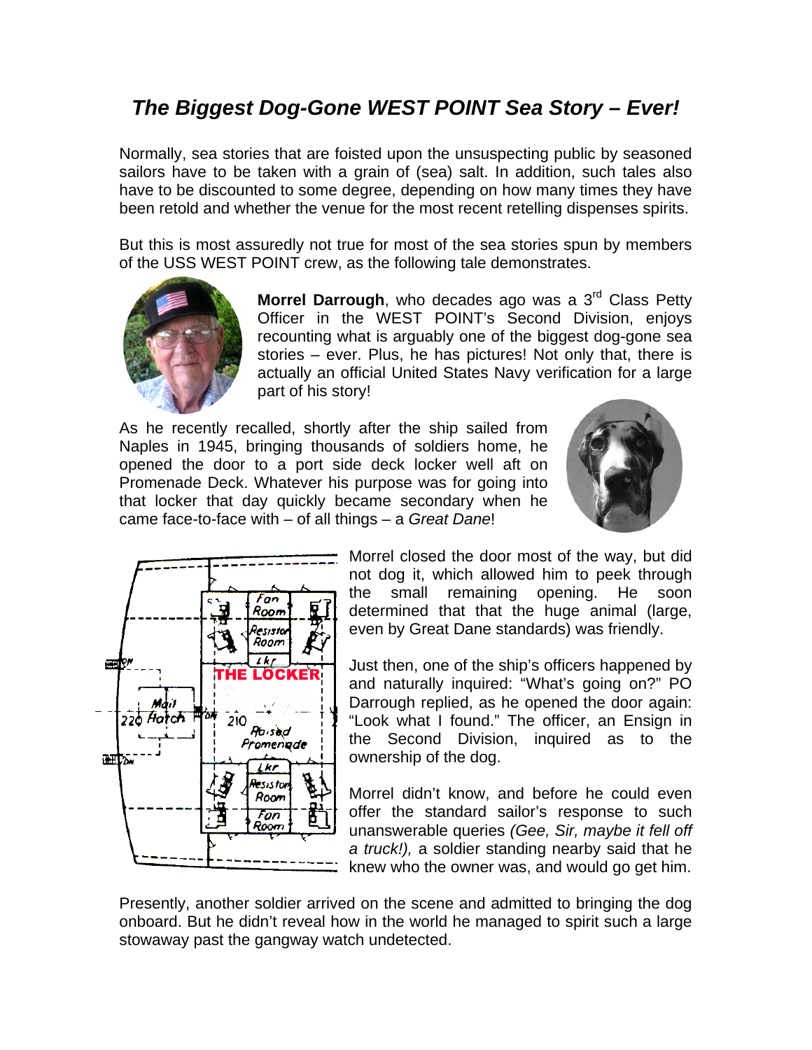# *The Biggest Dog-Gone WEST POINT Sea Story – Ever!*

Normally, sea stories that are foisted upon the unsuspecting public by seasoned sailors have to be taken with a grain of (sea) salt. In addition, such tales also have to be discounted to some degree, depending on how many times they have been retold and whether the venue for the most recent retelling dispenses spirits.

But this is most assuredly not true for most of the sea stories spun by members of the USS WEST POINT crew, as the following tale demonstrates.

**Morrel Darrough**, who decades ago was a 3rd Class Petty Officer in the WEST POINT's Second Division, enjoys recounting what is arguably one of the biggest dog-gone sea stories – ever. Plus, he has pictures! Not only that, there is actually an official United States Navy verification for a large part of his story!

As he recently recalled, shortly after the ship sailed from Naples in 1945, bringing thousands of soldiers home, he opened the door to a port side deck locker well aft on Promenade Deck. Whatever his purpose was for going into that locker that day quickly became secondary when he came face-to-face with – of all things – a *Great Dane*!

Morrel closed the door most of the way, but did not dog it, which allowed him to peek through the small remaining opening. He soon determined that that the huge animal (large, even by Great Dane standards) was friendly.

Just then, one of the ship's officers happened by and naturally inquired: "What's going on?" PO Darrough replied, as he opened the door again: "Look what I found." The officer, an Ensign in the Second Division, inquired as to the ownership of the dog.

Morrel didn't know, and before he could even offer the standard sailor's response to such unanswerable queries *(Gee, Sir, maybe it fell off a truck!)*, a soldier standing nearby said that he knew who the owner was, and would go get him.

Presently, another soldier arrived on the scene and admitted to bringing the dog onboard. But he didn't reveal how in the world he managed to spirit such a large stowaway past the gangway watch undetected.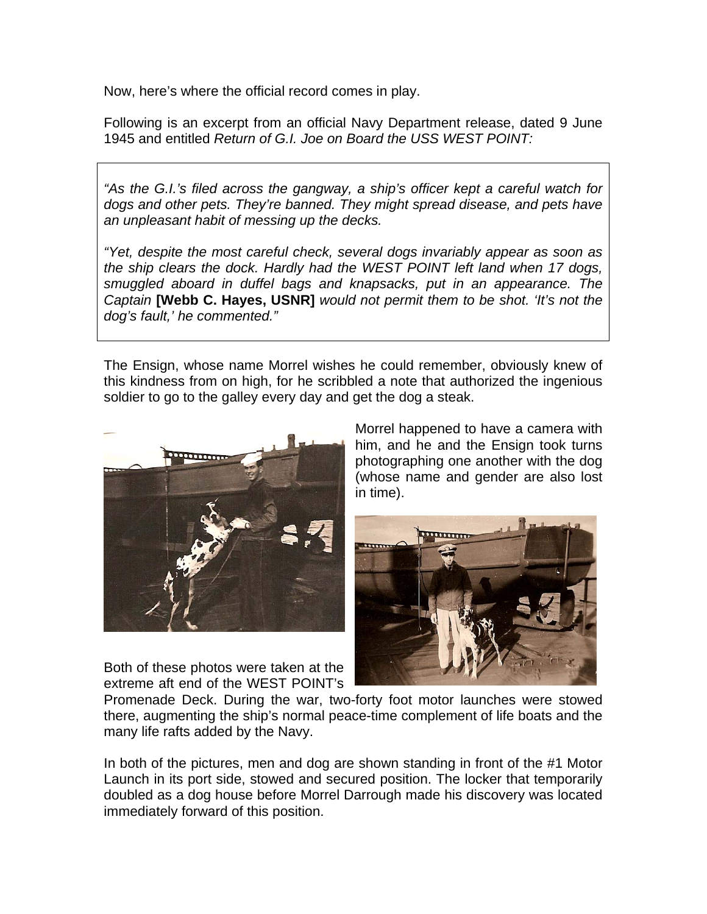Now, here's where the official record comes in play.

Following is an excerpt from an official Navy Department release, dated 9 June 1945 and entitled *Return of G.I. Joe on Board the USS WEST POINT:*

> *"As the G.I.'s filed across the gangway, a ship's officer kept a careful watch for dogs and other pets. They're banned. They might spread disease, and pets have an unpleasant habit of messing up the decks.*
>
> *"Yet, despite the most careful check, several dogs invariably appear as soon as the ship clears the dock. Hardly had the WEST POINT left land when 17 dogs, smuggled aboard in duffel bags and knapsacks, put in an appearance. The Captain* **[Webb C. Hayes, USNR]** *would not permit them to be shot. 'It's not the dog's fault,' he commented."*

The Ensign, whose name Morrel wishes he could remember, obviously knew of this kindness from on high, for he scribbled a note that authorized the ingenious soldier to go to the galley every day and get the dog a steak.

Morrel happened to have a camera with him, and he and the Ensign took turns photographing one another with the dog (whose name and gender are also lost in time).

Both of these photos were taken at the extreme aft end of the WEST POINT's Promenade Deck. During the war, two-forty foot motor launches were stowed there, augmenting the ship's normal peace-time complement of life boats and the many life rafts added by the Navy.

In both of the pictures, men and dog are shown standing in front of the #1 Motor Launch in its port side, stowed and secured position. The locker that temporarily doubled as a dog house before Morrel Darrough made his discovery was located immediately forward of this position.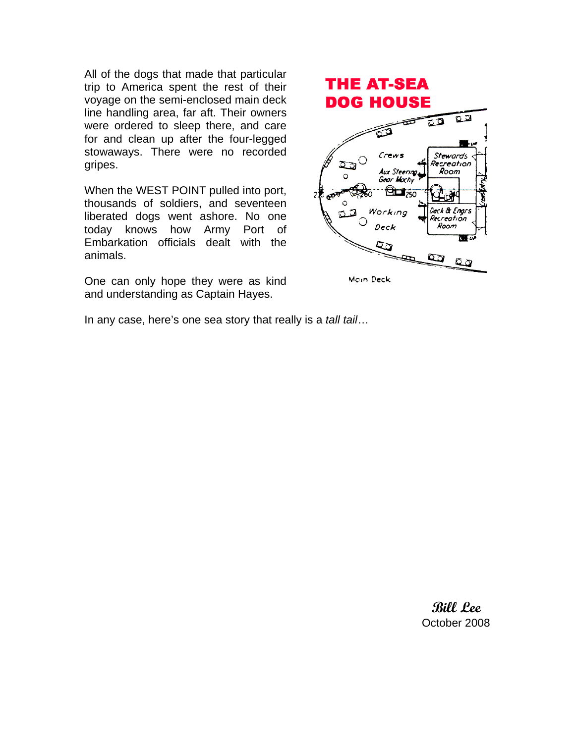All of the dogs that made that particular trip to America spent the rest of their voyage on the semi-enclosed main deck line handling area, far aft. Their owners were ordered to sleep there, and care for and clean up after the four-legged stowaways. There were no recorded gripes.

When the WEST POINT pulled into port, thousands of soldiers, and seventeen liberated dogs went ashore. No one today knows how Army Port of Embarkation officials dealt with the animals.

One can only hope they were as kind and understanding as Captain Hayes.

## THE AT-SEA DOG HOUSE

Crews
Stewards Recreation Room
Aux Steering Gear Mchy
270
260
250
240
Working Deck
Deck & Engrs Recreation Room
UP
UP
Main Deck

In any case, here's one sea story that really is a *tall tail*…

**Bill Lee**
October 2008